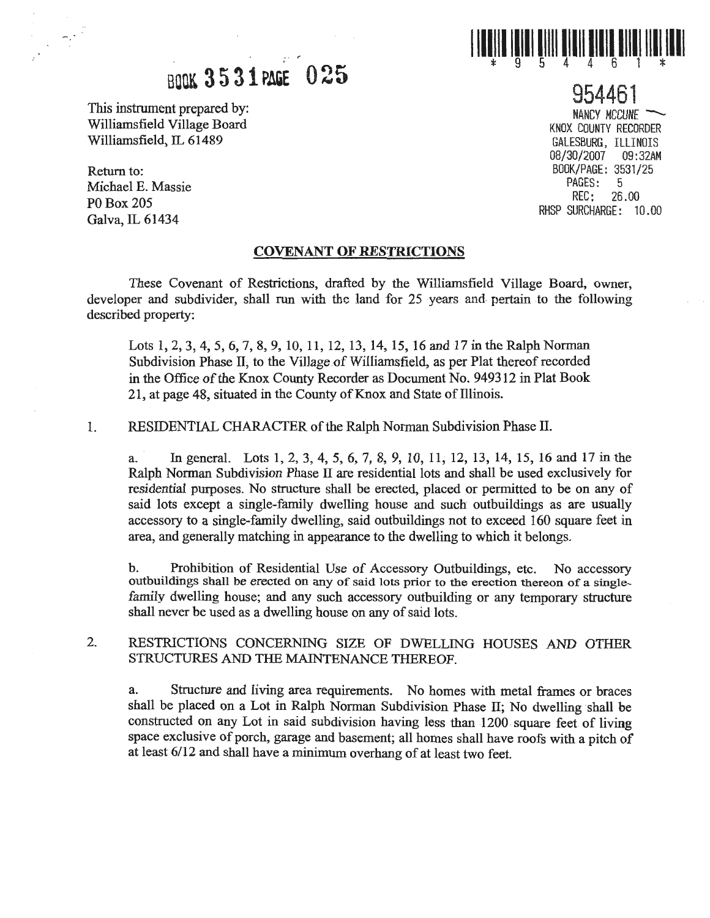BOOK 3531 PAGE 025

\* 9 5 4 4 6 1 \*

954461
NANCY MCCUNE
KNOX COUNTY RECORDER
GALESBURG, ILLINOIS
08/30/2007 09:32AM
BOOK/PAGE: 3531/25
PAGES: 5
REC: 26.00
RHSP SURCHARGE: 10.00

This instrument prepared by:
Williamsfield Village Board
Williamsfield, IL 61489

Return to:
Michael E. Massie
PO Box 205
Galva, IL 61434

## COVENANT OF RESTRICTIONS

These Covenant of Restrictions, drafted by the Williamsfield Village Board, owner, developer and subdivider, shall run with the land for 25 years and pertain to the following described property:

> Lots 1, 2, 3, 4, 5, 6, 7, 8, 9, 10, 11, 12, 13, 14, 15, 16 and 17 in the Ralph Norman Subdivision Phase II, to the Village of Williamsfield, as per Plat thereof recorded in the Office of the Knox County Recorder as Document No. 949312 in Plat Book 21, at page 48, situated in the County of Knox and State of Illinois.

1. RESIDENTIAL CHARACTER of the Ralph Norman Subdivision Phase II.

   a. In general. Lots 1, 2, 3, 4, 5, 6, 7, 8, 9, 10, 11, 12, 13, 14, 15, 16 and 17 in the Ralph Norman Subdivision Phase II are residential lots and shall be used exclusively for residential purposes. No structure shall be erected, placed or permitted to be on any of said lots except a single-family dwelling house and such outbuildings as are usually accessory to a single-family dwelling, said outbuildings not to exceed 160 square feet in area, and generally matching in appearance to the dwelling to which it belongs.

   b. Prohibition of Residential Use of Accessory Outbuildings, etc. No accessory outbuildings shall be erected on any of said lots prior to the erection thereon of a single-family dwelling house; and any such accessory outbuilding or any temporary structure shall never be used as a dwelling house on any of said lots.

2. RESTRICTIONS CONCERNING SIZE OF DWELLING HOUSES AND OTHER STRUCTURES AND THE MAINTENANCE THEREOF.

   a. Structure and living area requirements. No homes with metal frames or braces shall be placed on a Lot in Ralph Norman Subdivision Phase II; No dwelling shall be constructed on any Lot in said subdivision having less than 1200 square feet of living space exclusive of porch, garage and basement; all homes shall have roofs with a pitch of at least 6/12 and shall have a minimum overhang of at least two feet.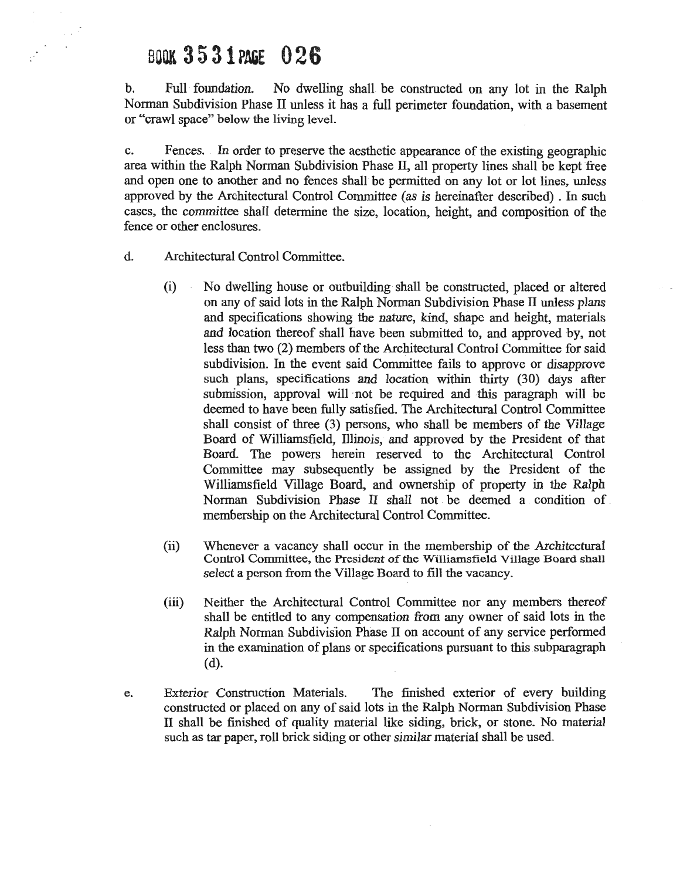b. Full foundation. No dwelling shall be constructed on any lot in the Ralph Norman Subdivision Phase II unless it has a full perimeter foundation, with a basement or "crawl space" below the living level.

c. Fences. In order to preserve the aesthetic appearance of the existing geographic area within the Ralph Norman Subdivision Phase II, all property lines shall be kept free and open one to another and no fences shall be permitted on any lot or lot lines, unless approved by the Architectural Control Committee (as is hereinafter described). In such cases, the committee shall determine the size, location, height, and composition of the fence or other enclosures.

d. Architectural Control Committee.

(i) No dwelling house or outbuilding shall be constructed, placed or altered on any of said lots in the Ralph Norman Subdivision Phase II unless plans and specifications showing the nature, kind, shape and height, materials and location thereof shall have been submitted to, and approved by, not less than two (2) members of the Architectural Control Committee for said subdivision. In the event said Committee fails to approve or disapprove such plans, specifications and location within thirty (30) days after submission, approval will not be required and this paragraph will be deemed to have been fully satisfied. The Architectural Control Committee shall consist of three (3) persons, who shall be members of the Village Board of Williamsfield, Illinois, and approved by the President of that Board. The powers herein reserved to the Architectural Control Committee may subsequently be assigned by the President of the Williamsfield Village Board, and ownership of property in the Ralph Norman Subdivision Phase II shall not be deemed a condition of membership on the Architectural Control Committee.

(ii) Whenever a vacancy shall occur in the membership of the Architectural Control Committee, the President of the Williamsfield Village Board shall select a person from the Village Board to fill the vacancy.

(iii) Neither the Architectural Control Committee nor any members thereof shall be entitled to any compensation from any owner of said lots in the Ralph Norman Subdivision Phase II on account of any service performed in the examination of plans or specifications pursuant to this subparagraph (d).

e. Exterior Construction Materials. The finished exterior of every building constructed or placed on any of said lots in the Ralph Norman Subdivision Phase II shall be finished of quality material like siding, brick, or stone. No material such as tar paper, roll brick siding or other similar material shall be used.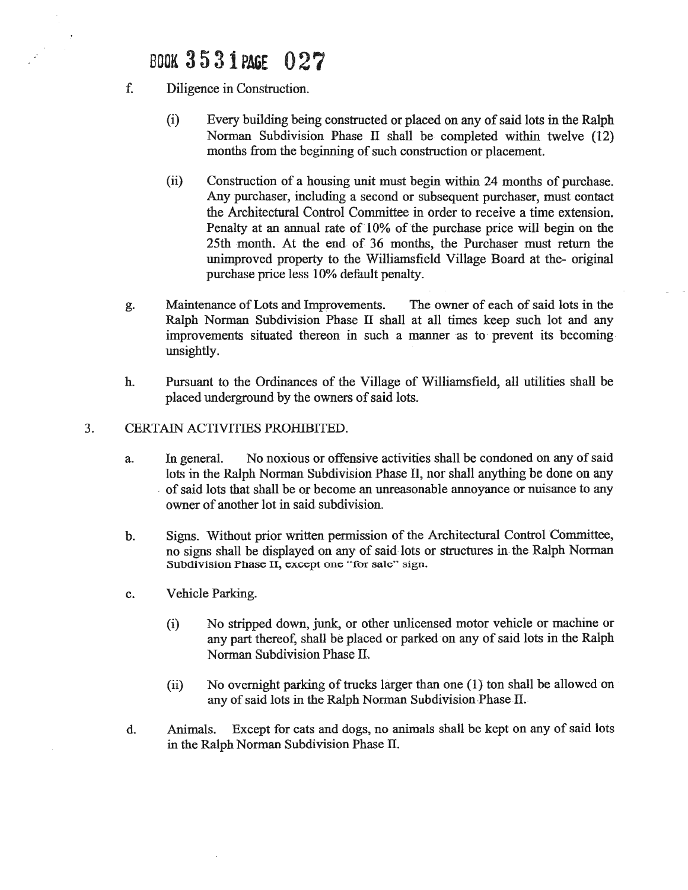BOOK 3531 PAGE 027

f. Diligence in Construction.

(i) Every building being constructed or placed on any of said lots in the Ralph Norman Subdivision Phase II shall be completed within twelve (12) months from the beginning of such construction or placement.

(ii) Construction of a housing unit must begin within 24 months of purchase. Any purchaser, including a second or subsequent purchaser, must contact the Architectural Control Committee in order to receive a time extension. Penalty at an annual rate of 10% of the purchase price will begin on the 25th month. At the end of 36 months, the Purchaser must return the unimproved property to the Williamsfield Village Board at the- original purchase price less 10% default penalty.

g. Maintenance of Lots and Improvements. The owner of each of said lots in the Ralph Norman Subdivision Phase II shall at all times keep such lot and any improvements situated thereon in such a manner as to prevent its becoming unsightly.

h. Pursuant to the Ordinances of the Village of Williamsfield, all utilities shall be placed underground by the owners of said lots.

3. CERTAIN ACTIVITIES PROHIBITED.

a. In general. No noxious or offensive activities shall be condoned on any of said lots in the Ralph Norman Subdivision Phase II, nor shall anything be done on any of said lots that shall be or become an unreasonable annoyance or nuisance to any owner of another lot in said subdivision.

b. Signs. Without prior written permission of the Architectural Control Committee, no signs shall be displayed on any of said lots or structures in the Ralph Norman Subdivision Phase II, except one "for sale" sign.

c. Vehicle Parking.

(i) No stripped down, junk, or other unlicensed motor vehicle or machine or any part thereof, shall be placed or parked on any of said lots in the Ralph Norman Subdivision Phase II.

(ii) No overnight parking of trucks larger than one (1) ton shall be allowed on any of said lots in the Ralph Norman Subdivision Phase II.

d. Animals. Except for cats and dogs, no animals shall be kept on any of said lots in the Ralph Norman Subdivision Phase II.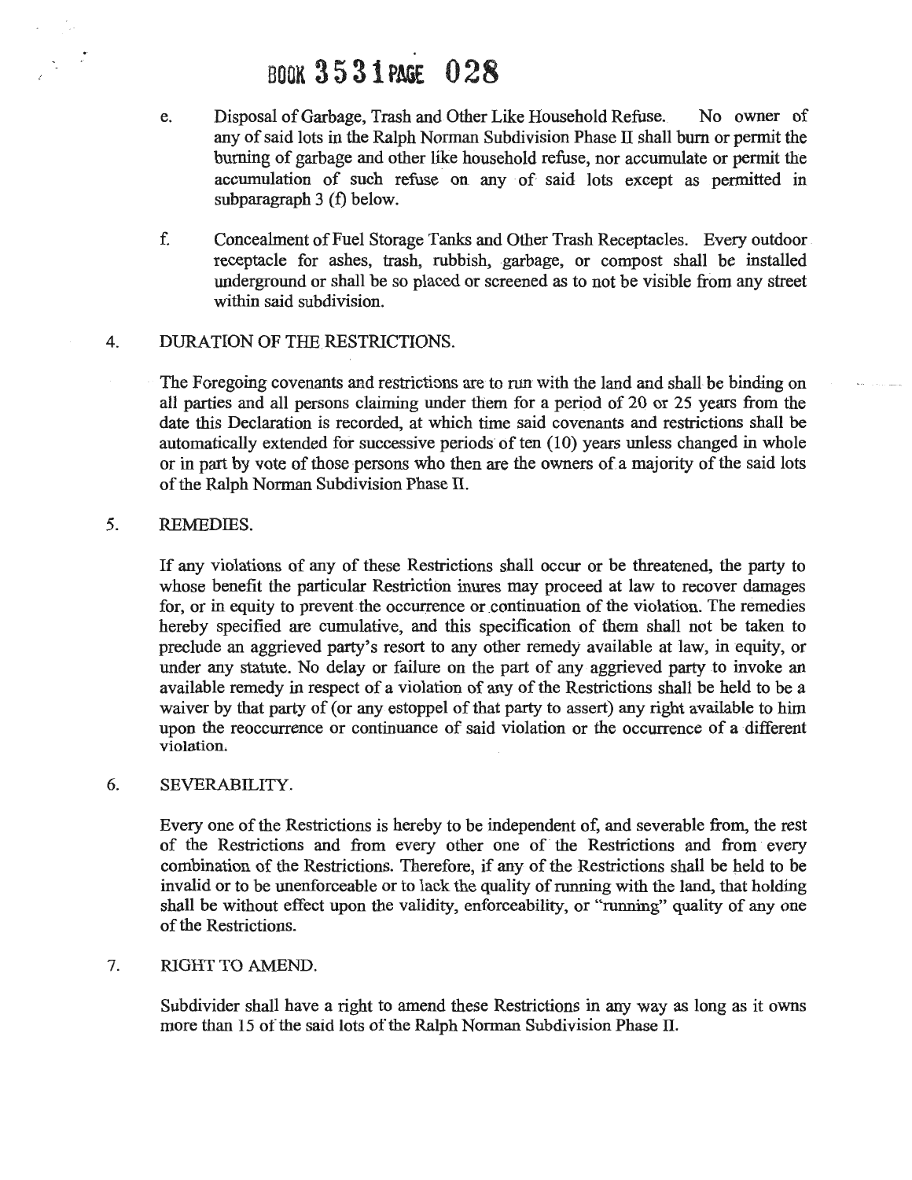e. Disposal of Garbage, Trash and Other Like Household Refuse. No owner of any of said lots in the Ralph Norman Subdivision Phase II shall burn or permit the burning of garbage and other like household refuse, nor accumulate or permit the accumulation of such refuse on any of said lots except as permitted in subparagraph 3 (f) below.

f. Concealment of Fuel Storage Tanks and Other Trash Receptacles. Every outdoor receptacle for ashes, trash, rubbish, garbage, or compost shall be installed underground or shall be so placed or screened as to not be visible from any street within said subdivision.

4. DURATION OF THE RESTRICTIONS.

The Foregoing covenants and restrictions are to run with the land and shall be binding on all parties and all persons claiming under them for a period of 20 or 25 years from the date this Declaration is recorded, at which time said covenants and restrictions shall be automatically extended for successive periods of ten (10) years unless changed in whole or in part by vote of those persons who then are the owners of a majority of the said lots of the Ralph Norman Subdivision Phase II.

5. REMEDIES.

If any violations of any of these Restrictions shall occur or be threatened, the party to whose benefit the particular Restriction inures may proceed at law to recover damages for, or in equity to prevent the occurrence or continuation of the violation. The remedies hereby specified are cumulative, and this specification of them shall not be taken to preclude an aggrieved party's resort to any other remedy available at law, in equity, or under any statute. No delay or failure on the part of any aggrieved party to invoke an available remedy in respect of a violation of any of the Restrictions shall be held to be a waiver by that party of (or any estoppel of that party to assert) any right available to him upon the reoccurrence or continuance of said violation or the occurrence of a different violation.

6. SEVERABILITY.

Every one of the Restrictions is hereby to be independent of, and severable from, the rest of the Restrictions and from every other one of the Restrictions and from every combination of the Restrictions. Therefore, if any of the Restrictions shall be held to be invalid or to be unenforceable or to lack the quality of running with the land, that holding shall be without effect upon the validity, enforceability, or "running" quality of any one of the Restrictions.

7. RIGHT TO AMEND.

Subdivider shall have a right to amend these Restrictions in any way as long as it owns more than 15 of the said lots of the Ralph Norman Subdivision Phase II.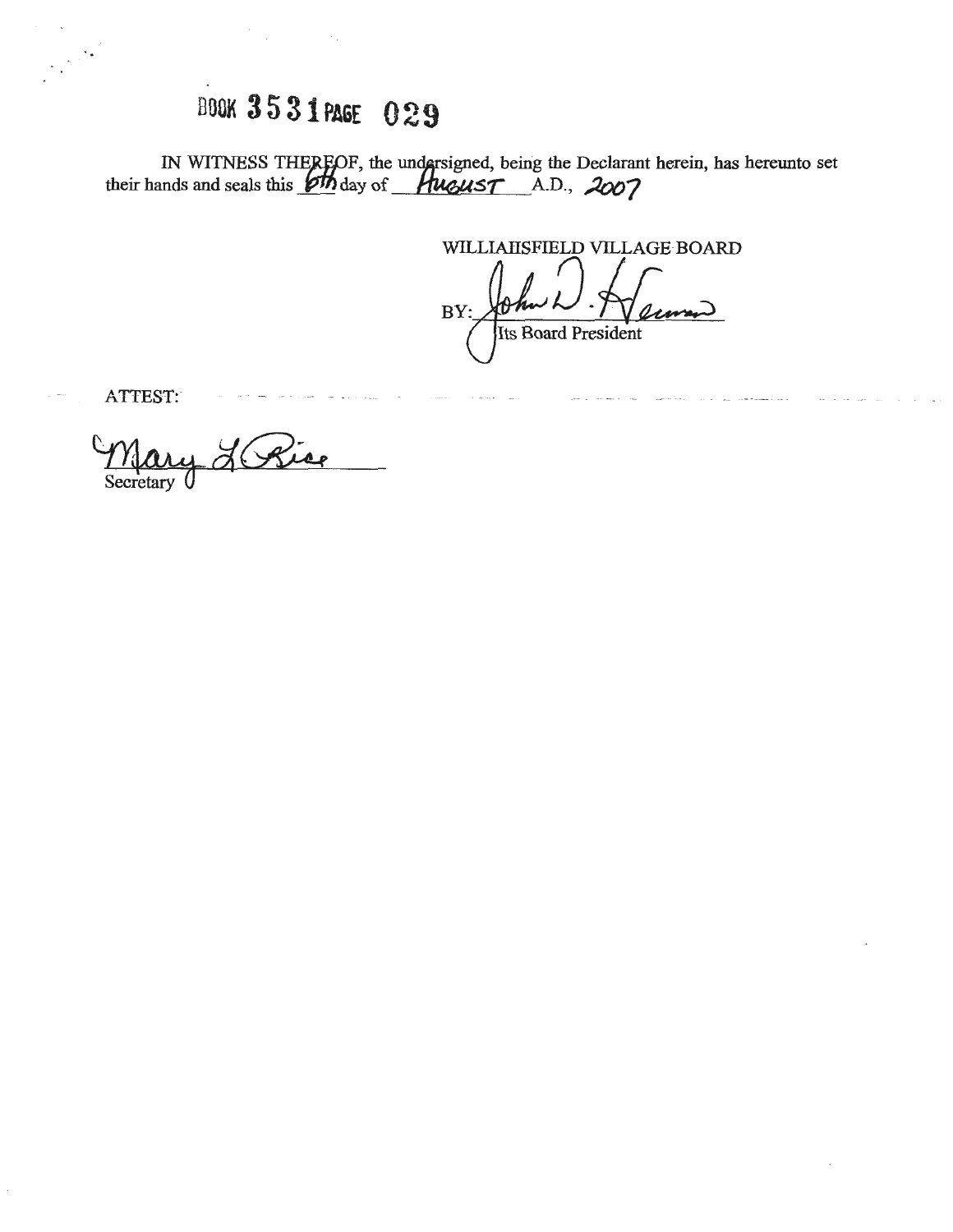BOOK 3531 PAGE 029

IN WITNESS THEREOF, the undersigned, being the Declarant herein, has hereunto set their hands and seals this 6th day of AUGUST A.D., 2007

WILLIAHSFIELD VILLAGE BOARD

BY: John D. Herman
Its Board President

ATTEST:

Mary L. Rice
Secretary